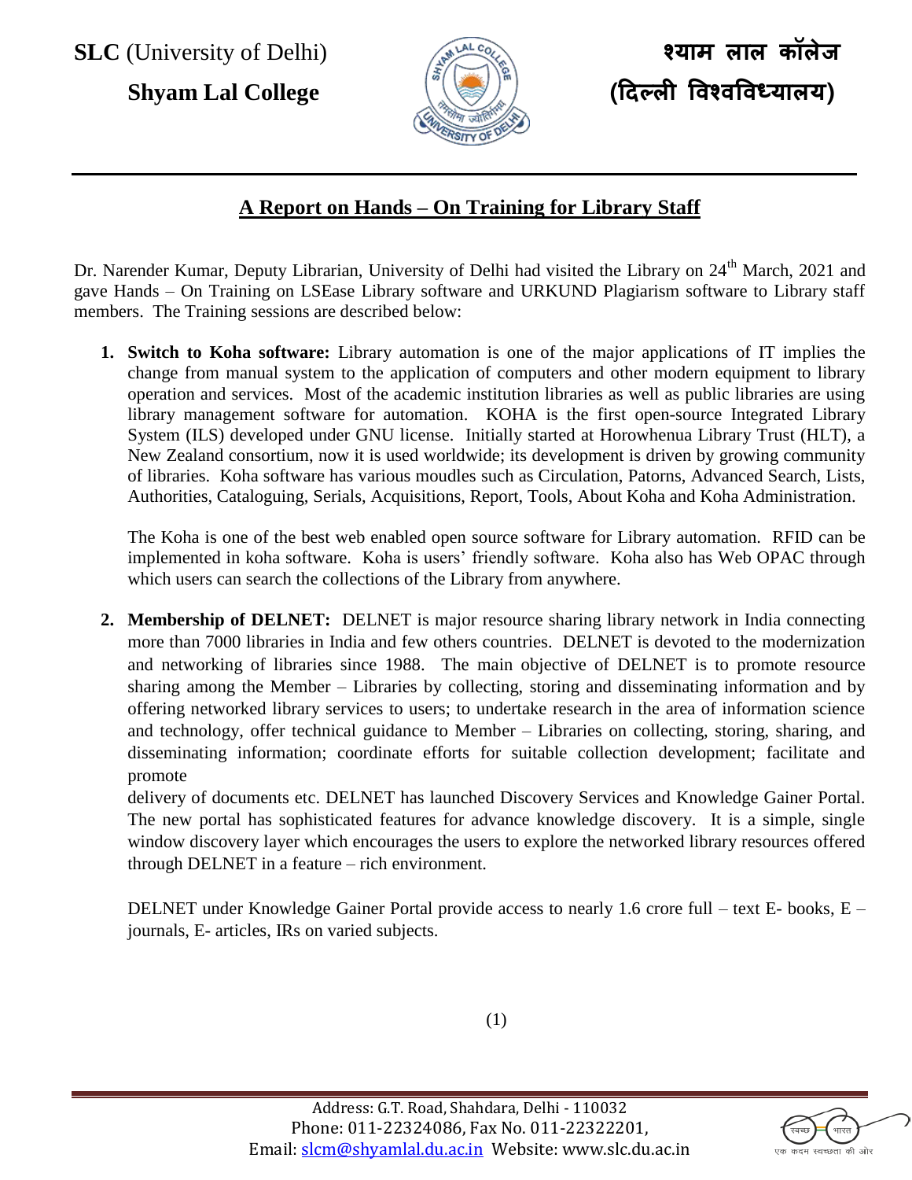SLC (University of Delhi) **श्याम लाल कॉलेज**

**Shyam Lal College** **(दिल्ली विश्वविध्यालय)**

## A Report on Hands – On Training for Library Staff

Dr. Narender Kumar, Deputy Librarian, University of Delhi had visited the Library on 24th March, 2021 and gave Hands – On Training on LSEase Library software and URKUND Plagiarism software to Library staff members. The Training sessions are described below:

1. **Switch to Koha software:** Library automation is one of the major applications of IT implies the change from manual system to the application of computers and other modern equipment to library operation and services. Most of the academic institution libraries as well as public libraries are using library management software for automation. KOHA is the first open-source Integrated Library System (ILS) developed under GNU license. Initially started at Horowhenua Library Trust (HLT), a New Zealand consortium, now it is used worldwide; its development is driven by growing community of libraries. Koha software has various moudles such as Circulation, Patorns, Advanced Search, Lists, Authorities, Cataloguing, Serials, Acquisitions, Report, Tools, About Koha and Koha Administration.

   The Koha is one of the best web enabled open source software for Library automation. RFID can be implemented in koha software. Koha is users' friendly software. Koha also has Web OPAC through which users can search the collections of the Library from anywhere.

2. **Membership of DELNET:** DELNET is major resource sharing library network in India connecting more than 7000 libraries in India and few others countries. DELNET is devoted to the modernization and networking of libraries since 1988. The main objective of DELNET is to promote resource sharing among the Member – Libraries by collecting, storing and disseminating information and by offering networked library services to users; to undertake research in the area of information science and technology, offer technical guidance to Member – Libraries on collecting, storing, sharing, and disseminating information; coordinate efforts for suitable collection development; facilitate and promote
   delivery of documents etc. DELNET has launched Discovery Services and Knowledge Gainer Portal. The new portal has sophisticated features for advance knowledge discovery. It is a simple, single window discovery layer which encourages the users to explore the networked library resources offered through DELNET in a feature – rich environment.

   DELNET under Knowledge Gainer Portal provide access to nearly 1.6 crore full – text E- books, E – journals, E- articles, IRs on varied subjects.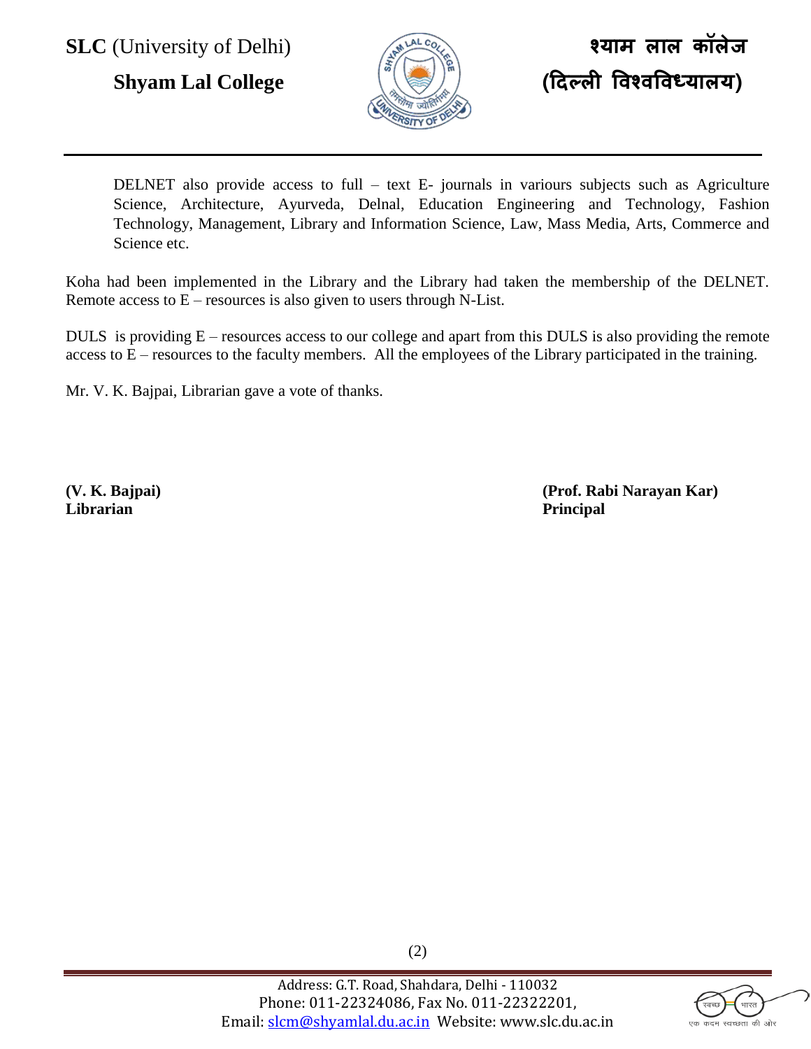DELNET also provide access to full – text E- journals in variours subjects such as Agriculture Science, Architecture, Ayurveda, Delnal, Education Engineering and Technology, Fashion Technology, Management, Library and Information Science, Law, Mass Media, Arts, Commerce and Science etc.

Koha had been implemented in the Library and the Library had taken the membership of the DELNET. Remote access to E – resources is also given to users through N-List.

DULS is providing E – resources access to our college and apart from this DULS is also providing the remote access to E – resources to the faculty members. All the employees of the Library participated in the training.

Mr. V. K. Bajpai, Librarian gave a vote of thanks.

**(V. K. Bajpai)**
**Librarian**

**(Prof. Rabi Narayan Kar)**
**Principal**